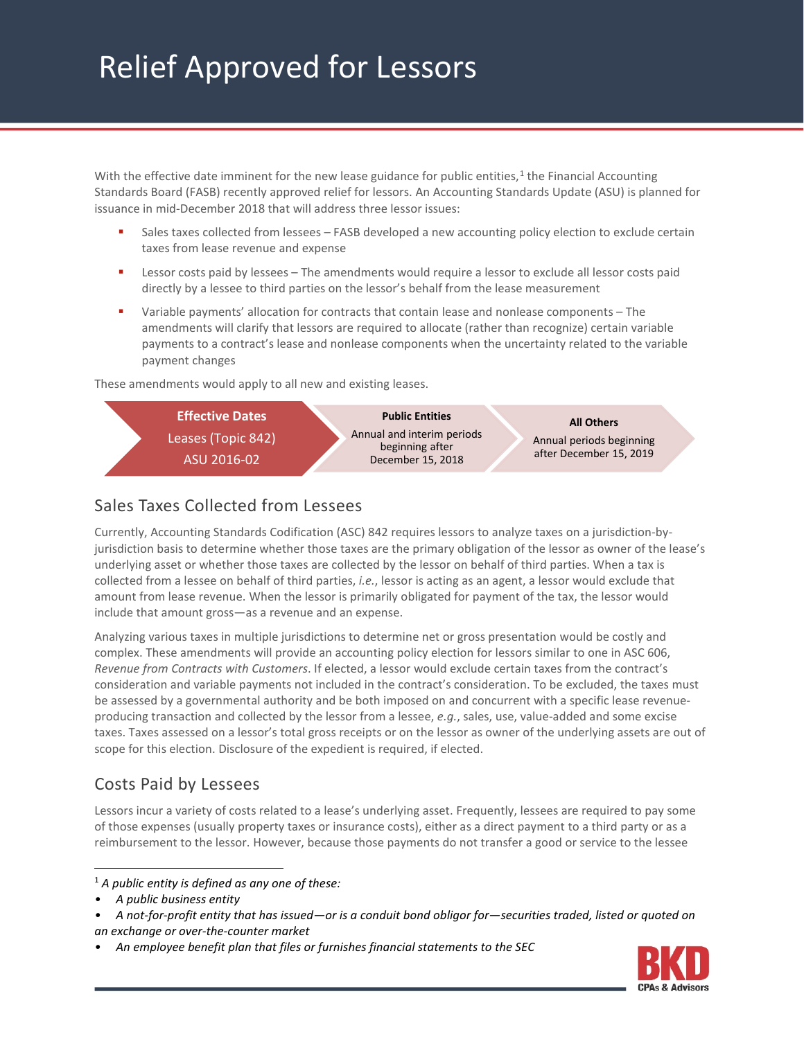# Relief Approved for Lessors

With the effective date imminent for the new lease guidance for public entities,[1] the Financial Accounting Standards Board (FASB) recently approved relief for lessors. An Accounting Standards Update (ASU) is planned for issuance in mid-December 2018 that will address three lessor issues:

- Sales taxes collected from lessees – FASB developed a new accounting policy election to exclude certain taxes from lease revenue and expense
- Lessor costs paid by lessees – The amendments would require a lessor to exclude all lessor costs paid directly by a lessee to third parties on the lessor's behalf from the lease measurement
- Variable payments' allocation for contracts that contain lease and nonlease components – The amendments will clarify that lessors are required to allocate (rather than recognize) certain variable payments to a contract's lease and nonlease components when the uncertainty related to the variable payment changes

These amendments would apply to all new and existing leases.

| Effective Dates<br>Leases (Topic 842)<br>ASU 2016-02 | Public Entities | All Others |
|---|---|---|
| | Annual and interim periods beginning after December 15, 2018 | Annual periods beginning after December 15, 2019 |

## Sales Taxes Collected from Lessees

Currently, Accounting Standards Codification (ASC) 842 requires lessors to analyze taxes on a jurisdiction-by-jurisdiction basis to determine whether those taxes are the primary obligation of the lessor as owner of the lease's underlying asset or whether those taxes are collected by the lessor on behalf of third parties. When a tax is collected from a lessee on behalf of third parties, *i.e.*, lessor is acting as an agent, a lessor would exclude that amount from lease revenue. When the lessor is primarily obligated for payment of the tax, the lessor would include that amount gross—as a revenue and an expense.

Analyzing various taxes in multiple jurisdictions to determine net or gross presentation would be costly and complex. These amendments will provide an accounting policy election for lessors similar to one in ASC 606, *Revenue from Contracts with Customers*. If elected, a lessor would exclude certain taxes from the contract's consideration and variable payments not included in the contract's consideration. To be excluded, the taxes must be assessed by a governmental authority and be both imposed on and concurrent with a specific lease revenue-producing transaction and collected by the lessor from a lessee, *e.g.*, sales, use, value-added and some excise taxes. Taxes assessed on a lessor's total gross receipts or on the lessor as owner of the underlying assets are out of scope for this election. Disclosure of the expedient is required, if elected.

## Costs Paid by Lessees

Lessors incur a variety of costs related to a lease's underlying asset. Frequently, lessees are required to pay some of those expenses (usually property taxes or insurance costs), either as a direct payment to a third party or as a reimbursement to the lessor. However, because those payments do not transfer a good or service to the lessee

---

[1] *A public entity is defined as any one of these:*

- *A public business entity*
- *A not-for-profit entity that has issued—or is a conduit bond obligor for—securities traded, listed or quoted on an exchange or over-the-counter market*
- *An employee benefit plan that files or furnishes financial statements to the SEC*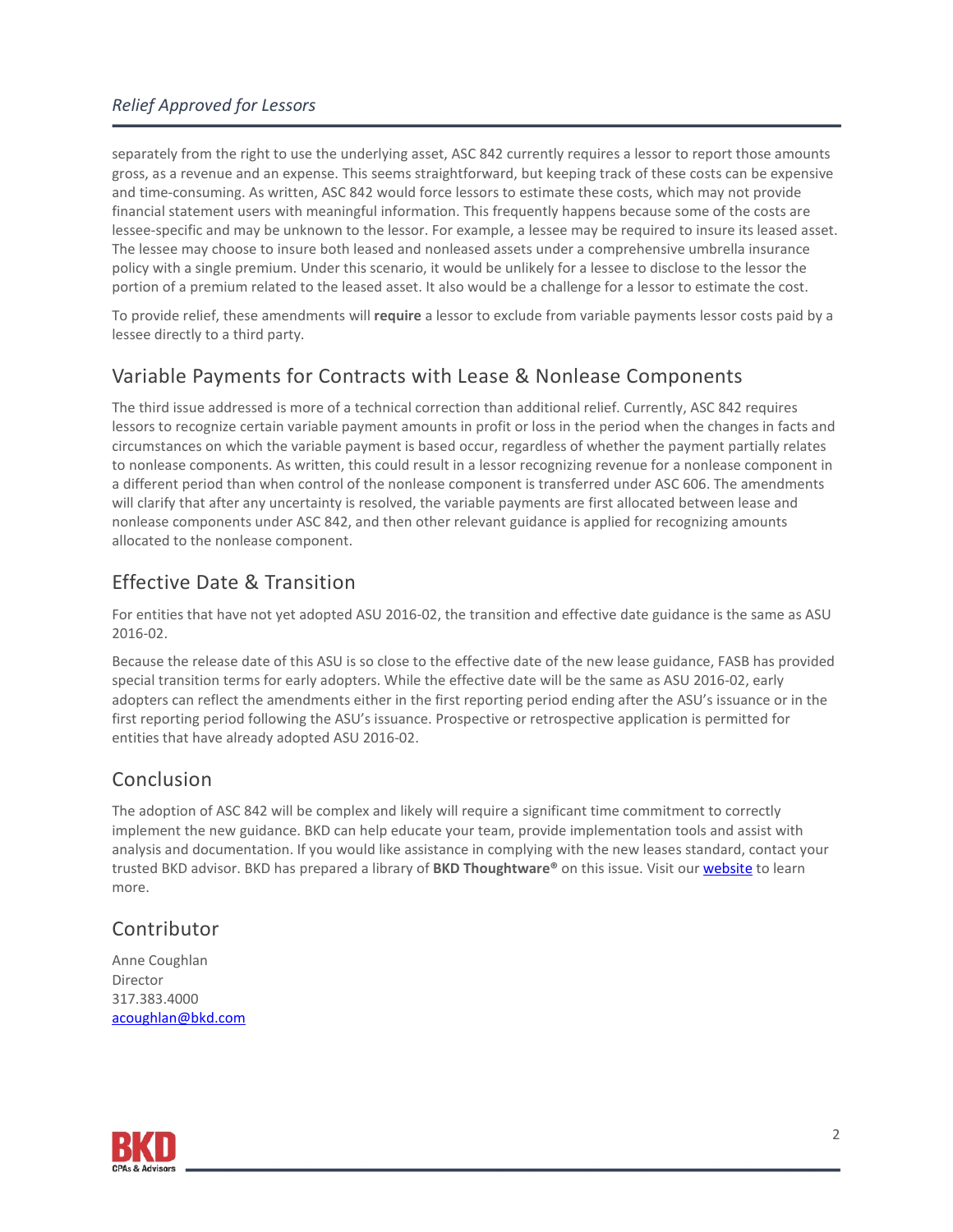separately from the right to use the underlying asset, ASC 842 currently requires a lessor to report those amounts gross, as a revenue and an expense. This seems straightforward, but keeping track of these costs can be expensive and time-consuming. As written, ASC 842 would force lessors to estimate these costs, which may not provide financial statement users with meaningful information. This frequently happens because some of the costs are lessee-specific and may be unknown to the lessor. For example, a lessee may be required to insure its leased asset. The lessee may choose to insure both leased and nonleased assets under a comprehensive umbrella insurance policy with a single premium. Under this scenario, it would be unlikely for a lessee to disclose to the lessor the portion of a premium related to the leased asset. It also would be a challenge for a lessor to estimate the cost.

To provide relief, these amendments will **require** a lessor to exclude from variable payments lessor costs paid by a lessee directly to a third party.

## Variable Payments for Contracts with Lease & Nonlease Components

The third issue addressed is more of a technical correction than additional relief. Currently, ASC 842 requires lessors to recognize certain variable payment amounts in profit or loss in the period when the changes in facts and circumstances on which the variable payment is based occur, regardless of whether the payment partially relates to nonlease components. As written, this could result in a lessor recognizing revenue for a nonlease component in a different period than when control of the nonlease component is transferred under ASC 606. The amendments will clarify that after any uncertainty is resolved, the variable payments are first allocated between lease and nonlease components under ASC 842, and then other relevant guidance is applied for recognizing amounts allocated to the nonlease component.

## Effective Date & Transition

For entities that have not yet adopted ASU 2016-02, the transition and effective date guidance is the same as ASU 2016-02.

Because the release date of this ASU is so close to the effective date of the new lease guidance, FASB has provided special transition terms for early adopters. While the effective date will be the same as ASU 2016-02, early adopters can reflect the amendments either in the first reporting period ending after the ASU's issuance or in the first reporting period following the ASU's issuance. Prospective or retrospective application is permitted for entities that have already adopted ASU 2016-02.

## Conclusion

The adoption of ASC 842 will be complex and likely will require a significant time commitment to correctly implement the new guidance. BKD can help educate your team, provide implementation tools and assist with analysis and documentation. If you would like assistance in complying with the new leases standard, contact your trusted BKD advisor. BKD has prepared a library of **BKD Thoughtware®** on this issue. Visit our website to learn more.

## Contributor

Anne Coughlan
Director
317.383.4000
acoughlan@bkd.com